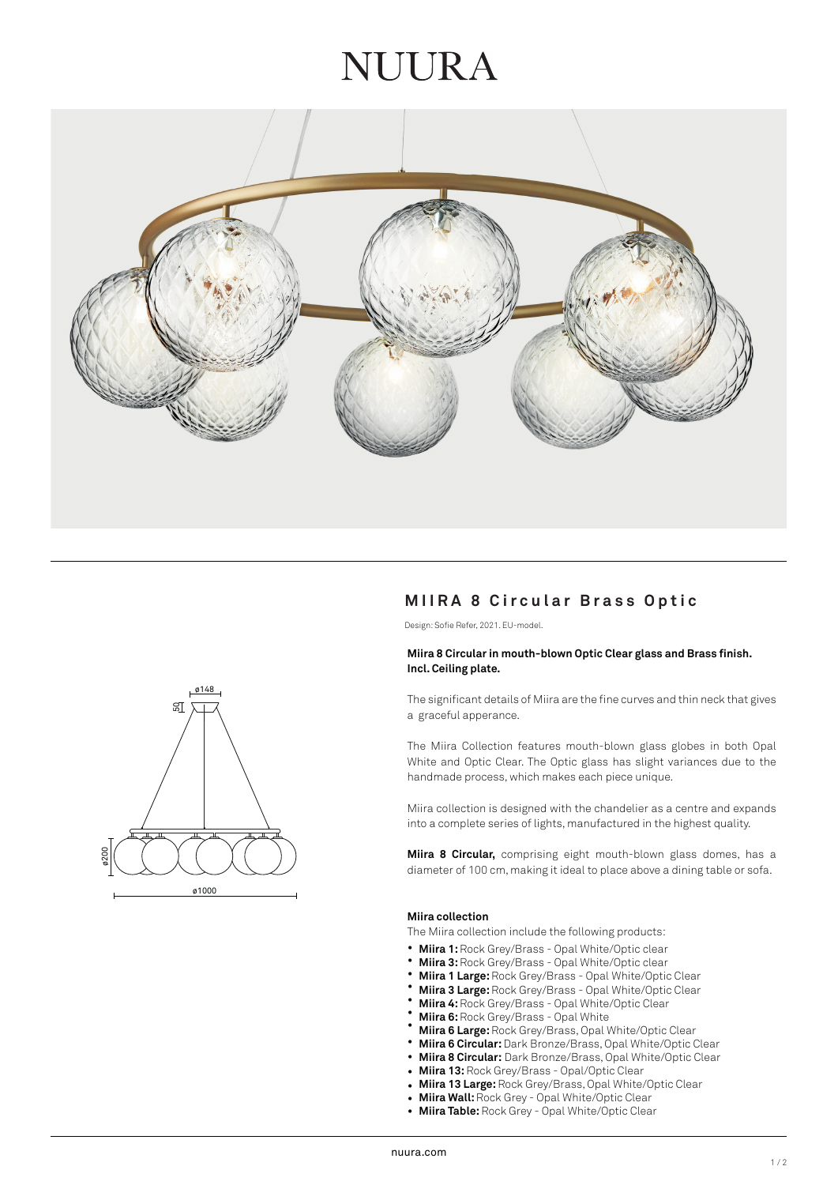# NUURA

## MIIRA 8 Circular Brass Optic

Design: Sofie Refer, 2021. EU-model.

**Miira 8 Circular in mouth-blown Optic Clear glass and Brass finish. Incl. Ceiling plate.**

The significant details of Miira are the fine curves and thin neck that gives a graceful apperance.

The Miira Collection features mouth-blown glass globes in both Opal White and Optic Clear. The Optic glass has slight variances due to the handmade process, which makes each piece unique.

Miira collection is designed with the chandelier as a centre and expands into a complete series of lights, manufactured in the highest quality.

**Miira 8 Circular,** comprising eight mouth-blown glass domes, has a diameter of 100 cm, making it ideal to place above a dining table or sofa.

ø148

50

ø200

ø1000

### Miira collection

The Miira collection include the following products:

- **Miira 1:** Rock Grey/Brass - Opal White/Optic clear
- **Miira 3:** Rock Grey/Brass - Opal White/Optic clear
- **Miira 1 Large:** Rock Grey/Brass - Opal White/Optic Clear
- **Miira 3 Large:** Rock Grey/Brass - Opal White/Optic Clear
- **Miira 4:** Rock Grey/Brass - Opal White/Optic Clear
- **Miira 6:** Rock Grey/Brass - Opal White
- **Miira 6 Large:** Rock Grey/Brass, Opal White/Optic Clear
- **Miira 6 Circular:** Dark Bronze/Brass, Opal White/Optic Clear
- **Miira 8 Circular:** Dark Bronze/Brass, Opal White/Optic Clear
- **Miira 13:** Rock Grey/Brass - Opal/Optic Clear
- **Miira 13 Large:** Rock Grey/Brass, Opal White/Optic Clear
- **Miira Wall:** Rock Grey - Opal White/Optic Clear
- **Miira Table:** Rock Grey - Opal White/Optic Clear

nuura.com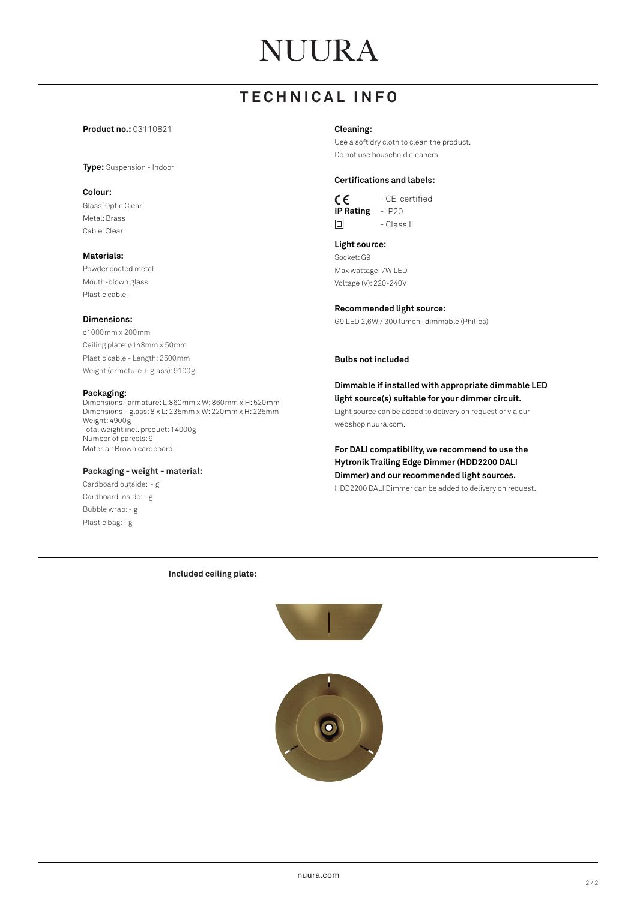# NUURA

## TECHNICAL INFO

**Product no.:** 03110821

**Type:** Suspension - Indoor

**Colour:**
Glass: Optic Clear
Metal: Brass
Cable: Clear

**Materials:**
Powder coated metal
Mouth-blown glass
Plastic cable

**Dimensions:**
ø1000mm x 200mm
Ceiling plate: ø148mm x 50mm
Plastic cable - Length: 2500mm
Weight (armature + glass): 9100g

**Packaging:**
Dimensions- armature: L:860mm x W: 860mm x H: 520mm
Dimensions - glass: 8 x L: 235mm x W: 220mm x H: 225mm
Weight: 4900g
Total weight incl. product: 14000g
Number of parcels: 9
Material: Brown cardboard.

**Packaging - weight - material:**
Cardboard outside: - g
Cardboard inside: - g
Bubble wrap: - g
Plastic bag: - g

**Cleaning:**
Use a soft dry cloth to clean the product.
Do not use household cleaners.

**Certifications and labels:**
CE - CE-certified
**IP Rating** - IP20
⧈ - Class II

**Light source:**
Socket: G9
Max wattage: 7W LED
Voltage (V): 220-240V

**Recommended light source:**
G9 LED 2,6W / 300 lumen- dimmable (Philips)

**Bulbs not included**

**Dimmable if installed with appropriate dimmable LED light source(s) suitable for your dimmer circuit.**
Light source can be added to delivery on request or via our webshop nuura.com.

**For DALI compatibility, we recommend to use the Hytronik Trailing Edge Dimmer (HDD2200 DALI Dimmer) and our recommended light sources.**
HDD2200 DALI Dimmer can be added to delivery on request.

**Included ceiling plate:**

nuura.com